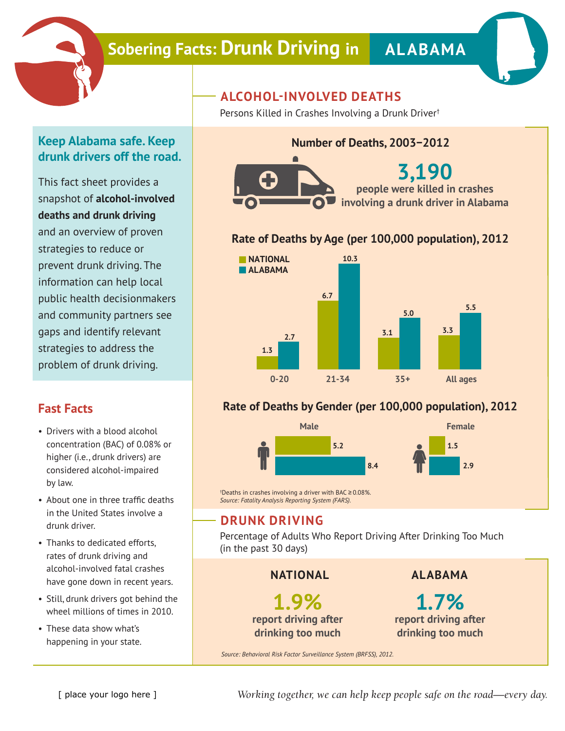# Sobering Facts: Drunk Driving in ALABAMA

## Keep Alabama safe. Keep drunk drivers off the road.

This fact sheet provides a snapshot of **alcohol-involved deaths and drunk driving** and an overview of proven strategies to reduce or prevent drunk driving. The information can help local public health decisionmakers and community partners see gaps and identify relevant strategies to address the problem of drunk driving.

## Fast Facts

- Drivers with a blood alcohol concentration (BAC) of 0.08% or higher (i.e., drunk drivers) are considered alcohol-impaired by law.
- About one in three traffic deaths in the United States involve a drunk driver.
- Thanks to dedicated efforts, rates of drunk driving and alcohol-involved fatal crashes have gone down in recent years.
- Still, drunk drivers got behind the wheel millions of times in 2010.
- These data show what's happening in your state.

## ALCOHOL-INVOLVED DEATHS

Persons Killed in Crashes Involving a Drunk Driver†

### Number of Deaths, 2003–2012

**3,190**

**people were killed in crashes involving a drunk driver in Alabama**

### Rate of Deaths by Age (per 100,000 population), 2012

| Age | National | Alabama |
|---|---|---|
| 0-20 | 1.3 | 2.7 |
| 21-34 | 6.7 | 10.3 |
| 35+ | 3.1 | 5.0 |
| All ages | 3.3 | 5.5 |

### Rate of Deaths by Gender (per 100,000 population), 2012

| Gender | National | Alabama |
|---|---|---|
| Male | 5.2 | 8.4 |
| Female | 1.5 | 2.9 |

†Deaths in crashes involving a driver with BAC ≥ 0.08%.
*Source: Fatality Analysis Reporting System (FARS).*

## DRUNK DRIVING

Percentage of Adults Who Report Driving After Drinking Too Much (in the past 30 days)

**NATIONAL**

**1.9%**
**report driving after drinking too much**

**ALABAMA**

**1.7%**
**report driving after drinking too much**

*Source: Behavioral Risk Factor Surveillance System (BRFSS), 2012.*

[ place your logo here ]

*Working together, we can help keep people safe on the road—every day.*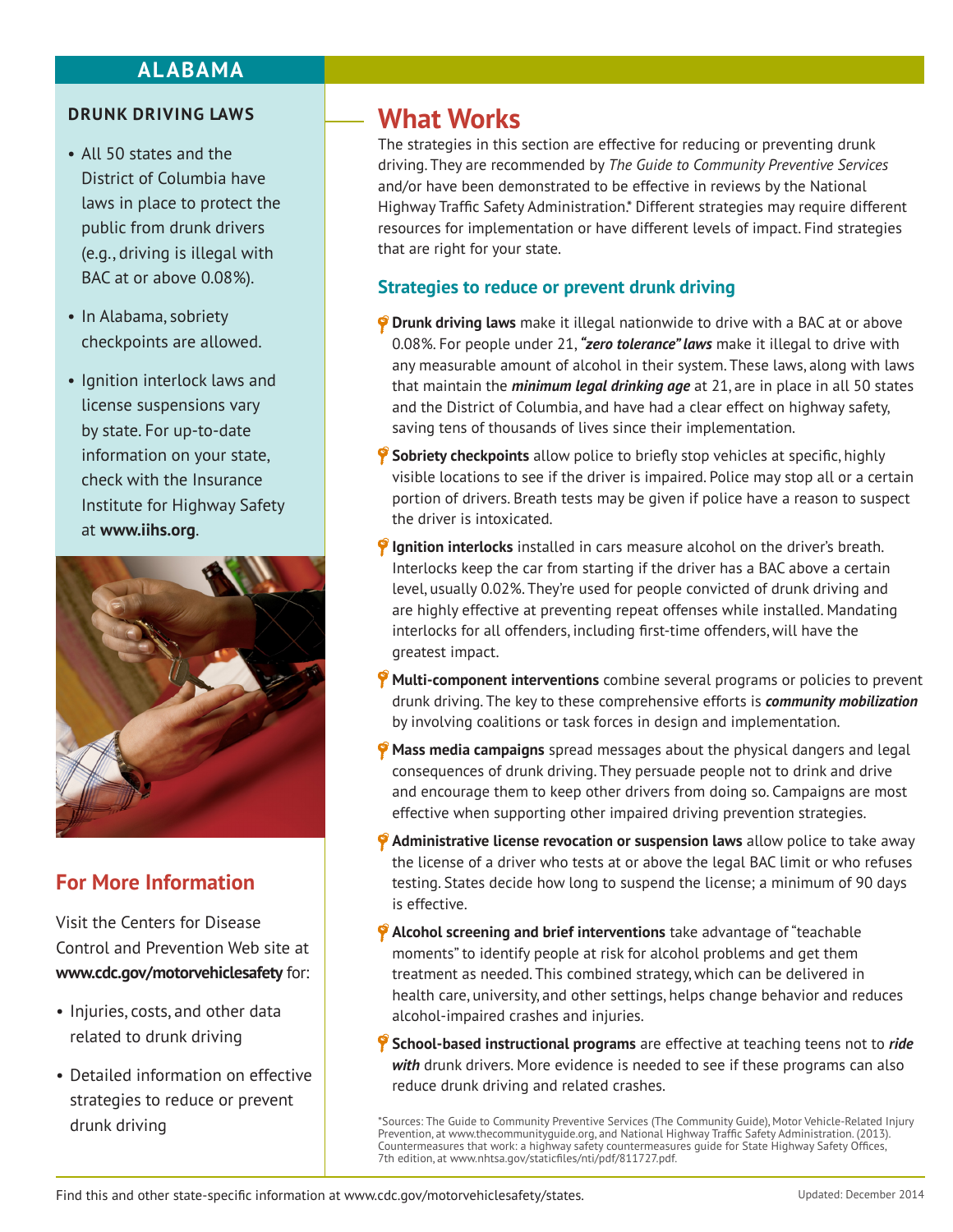## ALABAMA

### DRUNK DRIVING LAWS

- All 50 states and the District of Columbia have laws in place to protect the public from drunk drivers (e.g., driving is illegal with BAC at or above 0.08%).
- In Alabama, sobriety checkpoints are allowed.
- Ignition interlock laws and license suspensions vary by state. For up-to-date information on your state, check with the Insurance Institute for Highway Safety at **www.iihs.org**.

## For More Information

Visit the Centers for Disease Control and Prevention Web site at **www.cdc.gov/motorvehiclesafety** for:

- Injuries, costs, and other data related to drunk driving
- Detailed information on effective strategies to reduce or prevent drunk driving

# What Works

The strategies in this section are effective for reducing or preventing drunk driving. They are recommended by *The Guide to Community Preventive Services* and/or have been demonstrated to be effective in reviews by the National Highway Traffic Safety Administration.* Different strategies may require different resources for implementation or have different levels of impact. Find strategies that are right for your state.

### Strategies to reduce or prevent drunk driving

- **Drunk driving laws** make it illegal nationwide to drive with a BAC at or above 0.08%. For people under 21, ***"zero tolerance" laws*** make it illegal to drive with any measurable amount of alcohol in their system. These laws, along with laws that maintain the ***minimum legal drinking age*** at 21, are in place in all 50 states and the District of Columbia, and have had a clear effect on highway safety, saving tens of thousands of lives since their implementation.
- **Sobriety checkpoints** allow police to briefly stop vehicles at specific, highly visible locations to see if the driver is impaired. Police may stop all or a certain portion of drivers. Breath tests may be given if police have a reason to suspect the driver is intoxicated.
- **Ignition interlocks** installed in cars measure alcohol on the driver's breath. Interlocks keep the car from starting if the driver has a BAC above a certain level, usually 0.02%. They're used for people convicted of drunk driving and are highly effective at preventing repeat offenses while installed. Mandating interlocks for all offenders, including first-time offenders, will have the greatest impact.
- **Multi-component interventions** combine several programs or policies to prevent drunk driving. The key to these comprehensive efforts is ***community mobilization*** by involving coalitions or task forces in design and implementation.
- **Mass media campaigns** spread messages about the physical dangers and legal consequences of drunk driving. They persuade people not to drink and drive and encourage them to keep other drivers from doing so. Campaigns are most effective when supporting other impaired driving prevention strategies.
- **Administrative license revocation or suspension laws** allow police to take away the license of a driver who tests at or above the legal BAC limit or who refuses testing. States decide how long to suspend the license; a minimum of 90 days is effective.
- **Alcohol screening and brief interventions** take advantage of "teachable moments" to identify people at risk for alcohol problems and get them treatment as needed. This combined strategy, which can be delivered in health care, university, and other settings, helps change behavior and reduces alcohol-impaired crashes and injuries.
- **School-based instructional programs** are effective at teaching teens not to ***ride with*** drunk drivers. More evidence is needed to see if these programs can also reduce drunk driving and related crashes.

*Sources: The Guide to Community Preventive Services (The Community Guide), Motor Vehicle-Related Injury Prevention, at www.thecommunityguide.org, and National Highway Traffic Safety Administration. (2013). Countermeasures that work: a highway safety countermeasures guide for State Highway Safety Offices, 7th edition, at www.nhtsa.gov/staticfiles/nti/pdf/811727.pdf.

Find this and other state-specific information at www.cdc.gov/motorvehiclesafety/states.

Updated: December 2014